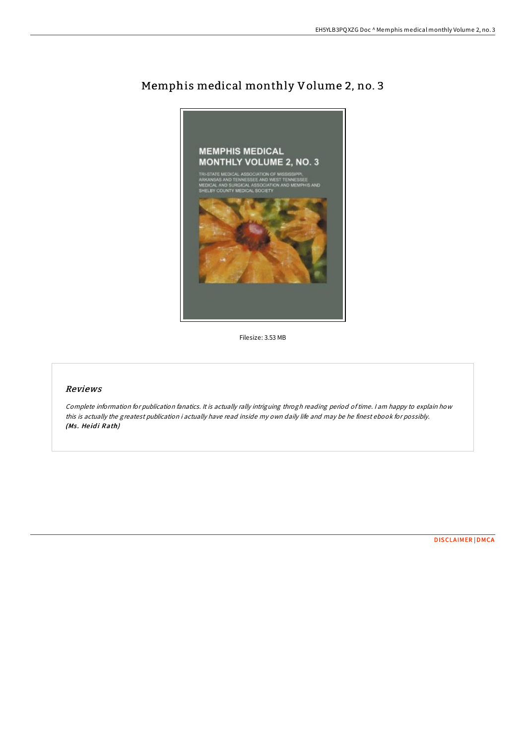# Memphis medical monthly Volume 2, no. 3

Filesize: 3.53 MB

## *Reviews*

*Complete information for publication fanatics. It is actually rally intriguing throgh reading period of time. I am happy to explain how this is actually the greatest publication i actually have read inside my own daily life and may be he finest ebook for possibly.*
***(Ms. Heidi Rath)***

DISCLAIMER | DMCA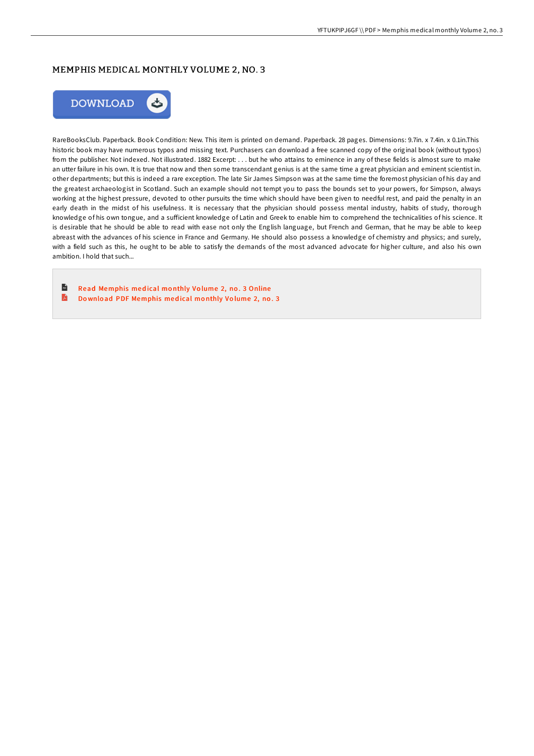## MEMPHIS MEDICAL MONTHLY VOLUME 2, NO. 3

DOWNLOAD

RareBooksClub. Paperback. Book Condition: New. This item is printed on demand. Paperback. 28 pages. Dimensions: 9.7in. x 7.4in. x 0.1in.This historic book may have numerous typos and missing text. Purchasers can download a free scanned copy of the original book (without typos) from the publisher. Not indexed. Not illustrated. 1882 Excerpt: . . . but he who attains to eminence in any of these fields is almost sure to make an utter failure in his own. It is true that now and then some transcendant genius is at the same time a great physician and eminent scientist in. other departments; but this is indeed a rare exception. The late Sir James Simpson was at the same time the foremost physician of his day and the greatest archaeologist in Scotland. Such an example should not tempt you to pass the bounds set to your powers, for Simpson, always working at the highest pressure, devoted to other pursuits the time which should have been given to needful rest, and paid the penalty in an early death in the midst of his usefulness. It is necessary that the physician should possess mental industry, habits of study, thorough knowledge of his own tongue, and a sufficient knowledge of Latin and Greek to enable him to comprehend the technicalities of his science. It is desirable that he should be able to read with ease not only the English language, but French and German, that he may be able to keep abreast with the advances of his science in France and Germany. He should also possess a knowledge of chemistry and physics; and surely, with a field such as this, he ought to be able to satisfy the demands of the most advanced advocate for higher culture, and also his own ambition. I hold that such...

Read Memphis medical monthly Volume 2, no. 3 Online

Download PDF Memphis medical monthly Volume 2, no. 3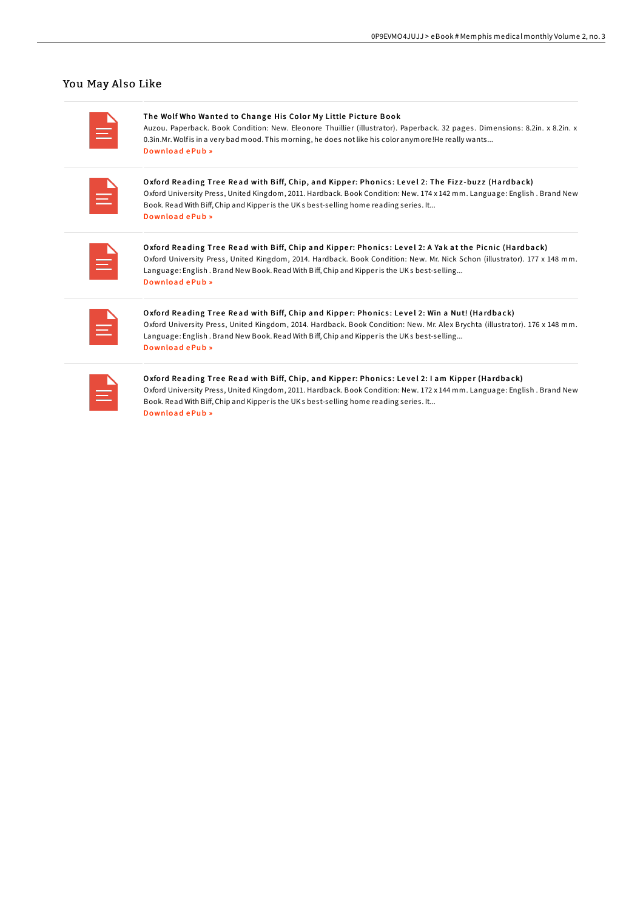## You May Also Like

**The Wolf Who Wanted to Change His Color My Little Picture Book**

Auzou. Paperback. Book Condition: New. Eleonore Thuillier (illustrator). Paperback. 32 pages. Dimensions: 8.2in. x 8.2in. x 0.3in.Mr. Wolfis in a very bad mood. This morning, he does not like his color anymore!He really wants...

Download ePub »

**Oxford Reading Tree Read with Biff, Chip, and Kipper: Phonics: Level 2: The Fizz-buzz (Hardback)**

Oxford University Press, United Kingdom, 2011. Hardback. Book Condition: New. 174 x 142 mm. Language: English . Brand New Book. Read With Biff, Chip and Kipper is the UK s best-selling home reading series. It...

Download ePub »

**Oxford Reading Tree Read with Biff, Chip and Kipper: Phonics: Level 2: A Yak at the Picnic (Hardback)**

Oxford University Press, United Kingdom, 2014. Hardback. Book Condition: New. Mr. Nick Schon (illustrator). 177 x 148 mm. Language: English . Brand New Book. Read With Biff, Chip and Kipper is the UK s best-selling...

Download ePub »

**Oxford Reading Tree Read with Biff, Chip and Kipper: Phonics: Level 2: Win a Nut! (Hardback)**

Oxford University Press, United Kingdom, 2014. Hardback. Book Condition: New. Mr. Alex Brychta (illustrator). 176 x 148 mm. Language: English . Brand New Book. Read With Biff, Chip and Kipper is the UK s best-selling...

Download ePub »

**Oxford Reading Tree Read with Biff, Chip, and Kipper: Phonics: Level 2: I am Kipper (Hardback)**

Oxford University Press, United Kingdom, 2011. Hardback. Book Condition: New. 172 x 144 mm. Language: English . Brand New Book. Read With Biff, Chip and Kipper is the UK s best-selling home reading series. It...

Download ePub »